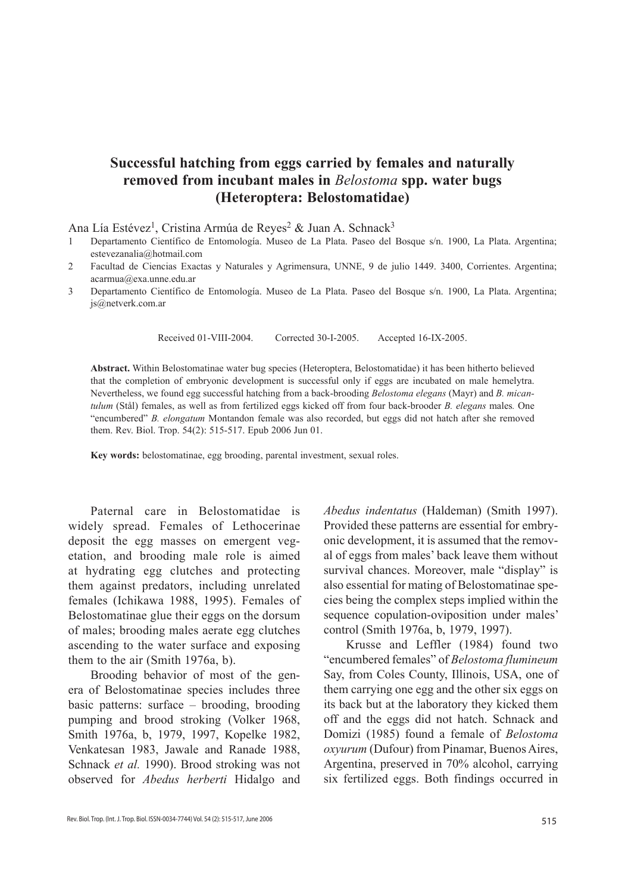# Successful hatching from eggs carried by females and naturally removed from incubant males in *Belostoma* spp. water bugs (Heteroptera: Belostomatidae)

Ana Lía Estévez[1], Cristina Armúa de Reyes[2] & Juan A. Schnack[3]

1 Departamento Científico de Entomología. Museo de La Plata. Paseo del Bosque s/n. 1900, La Plata. Argentina; estevezanalia@hotmail.com

2 Facultad de Ciencias Exactas y Naturales y Agrimensura, UNNE, 9 de julio 1449. 3400, Corrientes. Argentina; acarmua@exa.unne.edu.ar

3 Departamento Científico de Entomología. Museo de La Plata. Paseo del Bosque s/n. 1900, La Plata. Argentina; js@netverk.com.ar

Received 01-VIII-2004. Corrected 30-I-2005. Accepted 16-IX-2005.

**Abstract.** Within Belostomatinae water bug species (Heteroptera, Belostomatidae) it has been hitherto believed that the completion of embryonic development is successful only if eggs are incubated on male hemelytra. Nevertheless, we found egg successful hatching from a back-brooding *Belostoma elegans* (Mayr) and *B. micantulum* (Stål) females, as well as from fertilized eggs kicked off from four back-brooder *B. elegans* males*.* One "encumbered" *B. elongatum* Montandon female was also recorded, but eggs did not hatch after she removed them. Rev. Biol. Trop. 54(2): 515-517. Epub 2006 Jun 01.

**Key words:** belostomatinae, egg brooding, parental investment, sexual roles.

Paternal care in Belostomatidae is widely spread. Females of Lethocerinae deposit the egg masses on emergent vegetation, and brooding male role is aimed at hydrating egg clutches and protecting them against predators, including unrelated females (Ichikawa 1988, 1995). Females of Belostomatinae glue their eggs on the dorsum of males; brooding males aerate egg clutches ascending to the water surface and exposing them to the air (Smith 1976a, b).

Brooding behavior of most of the genera of Belostomatinae species includes three basic patterns: surface – brooding, brooding pumping and brood stroking (Volker 1968, Smith 1976a, b, 1979, 1997, Kopelke 1982, Venkatesan 1983, Jawale and Ranade 1988, Schnack *et al.* 1990). Brood stroking was not observed for *Abedus herberti* Hidalgo and *Abedus indentatus* (Haldeman) (Smith 1997). Provided these patterns are essential for embryonic development, it is assumed that the removal of eggs from males' back leave them without survival chances. Moreover, male "display" is also essential for mating of Belostomatinae species being the complex steps implied within the sequence copulation-oviposition under males' control (Smith 1976a, b, 1979, 1997).

Krusse and Leffler (1984) found two "encumbered females" of *Belostoma flumineum* Say, from Coles County, Illinois, USA, one of them carrying one egg and the other six eggs on its back but at the laboratory they kicked them off and the eggs did not hatch. Schnack and Domizi (1985) found a female of *Belostoma oxyurum* (Dufour) from Pinamar, Buenos Aires, Argentina, preserved in 70% alcohol, carrying six fertilized eggs. Both findings occurred in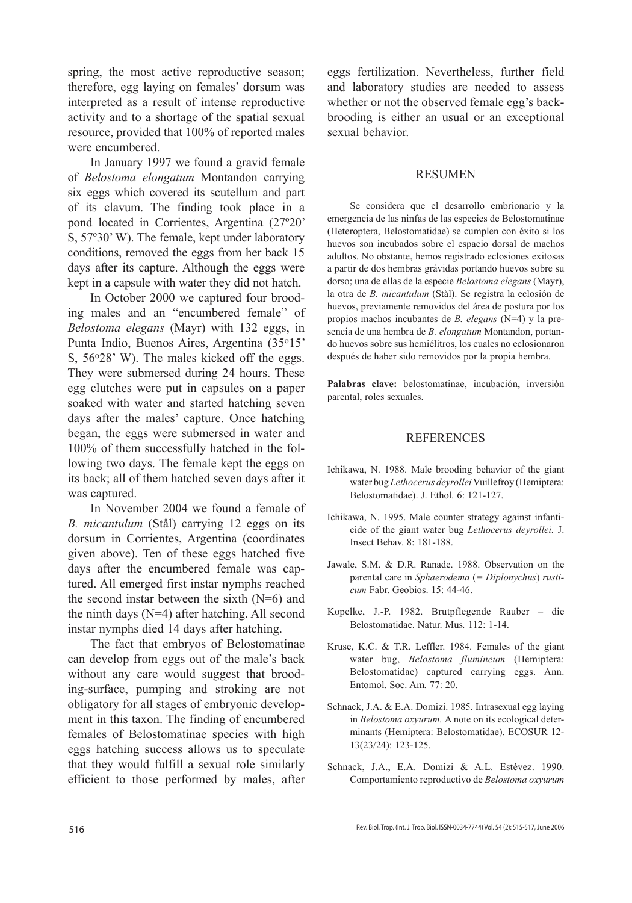spring, the most active reproductive season; therefore, egg laying on females' dorsum was interpreted as a result of intense reproductive activity and to a shortage of the spatial sexual resource, provided that 100% of reported males were encumbered.

In January 1997 we found a gravid female of *Belostoma elongatum* Montandon carrying six eggs which covered its scutellum and part of its clavum. The finding took place in a pond located in Corrientes, Argentina (27º20' S, 57º30' W). The female, kept under laboratory conditions, removed the eggs from her back 15 days after its capture. Although the eggs were kept in a capsule with water they did not hatch.

In October 2000 we captured four brooding males and an "encumbered female" of *Belostoma elegans* (Mayr) with 132 eggs, in Punta Indio, Buenos Aires, Argentina (35º15' S, 56º28' W). The males kicked off the eggs. They were submersed during 24 hours. These egg clutches were put in capsules on a paper soaked with water and started hatching seven days after the males' capture. Once hatching began, the eggs were submersed in water and 100% of them successfully hatched in the following two days. The female kept the eggs on its back; all of them hatched seven days after it was captured.

In November 2004 we found a female of *B. micantulum* (Stål) carrying 12 eggs on its dorsum in Corrientes, Argentina (coordinates given above). Ten of these eggs hatched five days after the encumbered female was captured. All emerged first instar nymphs reached the second instar between the sixth (N=6) and the ninth days (N=4) after hatching. All second instar nymphs died 14 days after hatching.

The fact that embryos of Belostomatinae can develop from eggs out of the male's back without any care would suggest that brooding-surface, pumping and stroking are not obligatory for all stages of embryonic development in this taxon. The finding of encumbered females of Belostomatinae species with high eggs hatching success allows us to speculate that they would fulfill a sexual role similarly efficient to those performed by males, after eggs fertilization. Nevertheless, further field and laboratory studies are needed to assess whether or not the observed female egg's back-brooding is either an usual or an exceptional sexual behavior.

## RESUMEN

Se considera que el desarrollo embrionario y la emergencia de las ninfas de las especies de Belostomatinae (Heteroptera, Belostomatidae) se cumplen con éxito si los huevos son incubados sobre el espacio dorsal de machos adultos. No obstante, hemos registrado eclosiones exitosas a partir de dos hembras grávidas portando huevos sobre su dorso; una de ellas de la especie *Belostoma elegans* (Mayr), la otra de *B. micantulum* (Stål). Se registra la eclosión de huevos, previamente removidos del área de postura por los propios machos incubantes de *B. elegans* (N=4) y la presencia de una hembra de *B. elongatum* Montandon, portando huevos sobre sus hemiélitros, los cuales no eclosionaron después de haber sido removidos por la propia hembra.

**Palabras clave:** belostomatinae, incubación, inversión parental, roles sexuales.

## REFERENCES

Ichikawa, N. 1988. Male brooding behavior of the giant water bug *Lethocerus deyrollei* Vuillefroy (Hemiptera: Belostomatidae). J. Ethol. 6: 121-127.

Ichikawa, N. 1995. Male counter strategy against infanticide of the giant water bug *Lethocerus deyrollei.* J. Insect Behav. 8: 181-188.

Jawale, S.M. & D.R. Ranade. 1988. Observation on the parental care in *Sphaerodema* (= *Diplonychus*) *rusticum* Fabr. Geobios. 15: 44-46.

Kopelke, J.-P. 1982. Brutpflegende Rauber – die Belostomatidae. Natur. Mus. 112: 1-14.

Kruse, K.C. & T.R. Leffler. 1984. Females of the giant water bug, *Belostoma flumineum* (Hemiptera: Belostomatidae) captured carrying eggs. Ann. Entomol. Soc. Am. 77: 20.

Schnack, J.A. & E.A. Domizi. 1985. Intrasexual egg laying in *Belostoma oxyurum.* A note on its ecological determinants (Hemiptera: Belostomatidae). ECOSUR 12-13(23/24): 123-125.

Schnack, J.A., E.A. Domizi & A.L. Estévez. 1990. Comportamiento reproductivo de *Belostoma oxyurum*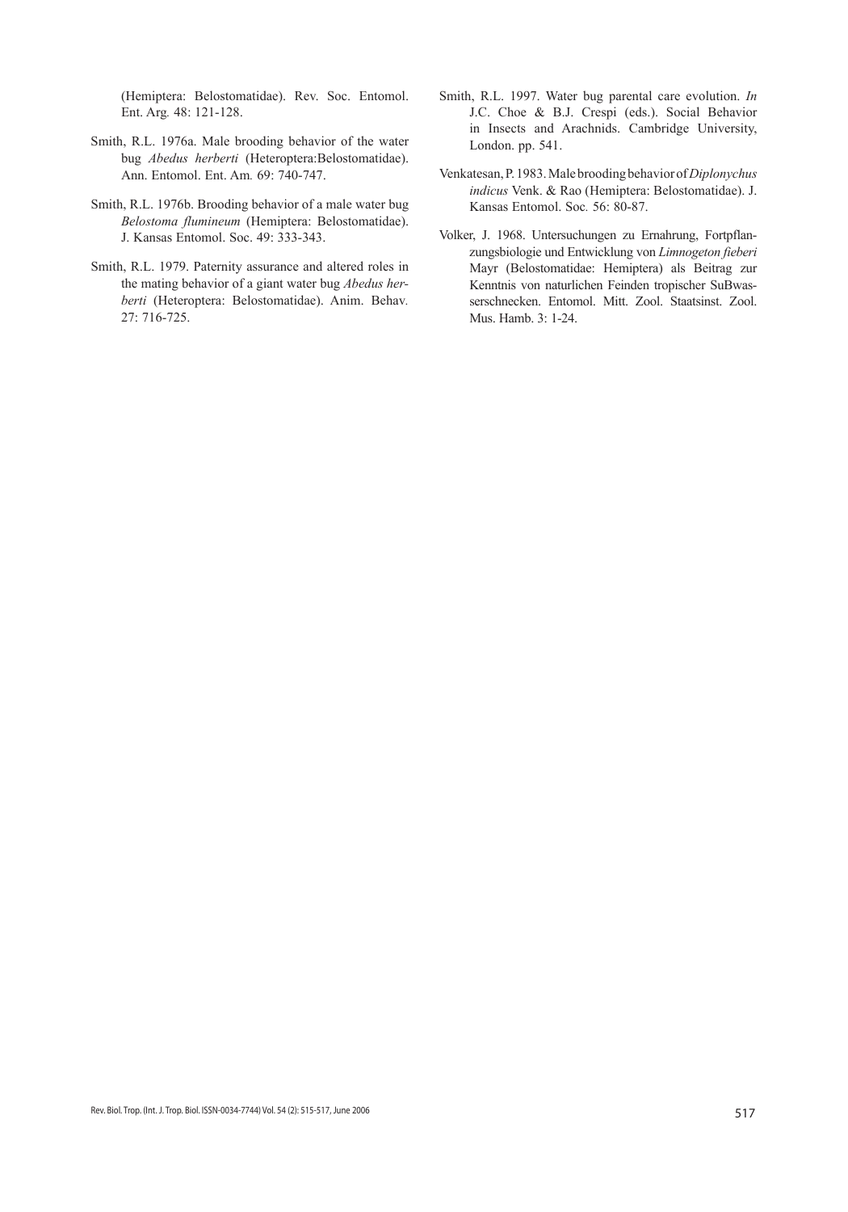(Hemiptera: Belostomatidae). Rev. Soc. Entomol. Ent. Arg. 48: 121-128.

Smith, R.L. 1976a. Male brooding behavior of the water bug *Abedus herberti* (Heteroptera:Belostomatidae). Ann. Entomol. Ent. Am. 69: 740-747.

Smith, R.L. 1976b. Brooding behavior of a male water bug *Belostoma flumineum* (Hemiptera: Belostomatidae). J. Kansas Entomol. Soc. 49: 333-343.

Smith, R.L. 1979. Paternity assurance and altered roles in the mating behavior of a giant water bug *Abedus herberti* (Heteroptera: Belostomatidae). Anim. Behav. 27: 716-725.

Smith, R.L. 1997. Water bug parental care evolution. *In* J.C. Choe & B.J. Crespi (eds.). Social Behavior in Insects and Arachnids. Cambridge University, London. pp. 541.

Venkatesan, P. 1983. Male brooding behavior of *Diplonychus indicus* Venk. & Rao (Hemiptera: Belostomatidae). J. Kansas Entomol. Soc. 56: 80-87.

Volker, J. 1968. Untersuchungen zu Ernahrung, Fortpflanzungsbiologie und Entwicklung von *Limnogeton fieberi* Mayr (Belostomatidae: Hemiptera) als Beitrag zur Kenntnis von naturlichen Feinden tropischer SuBwasserschnecken. Entomol. Mitt. Zool. Staatsinst. Zool. Mus. Hamb. 3: 1-24.